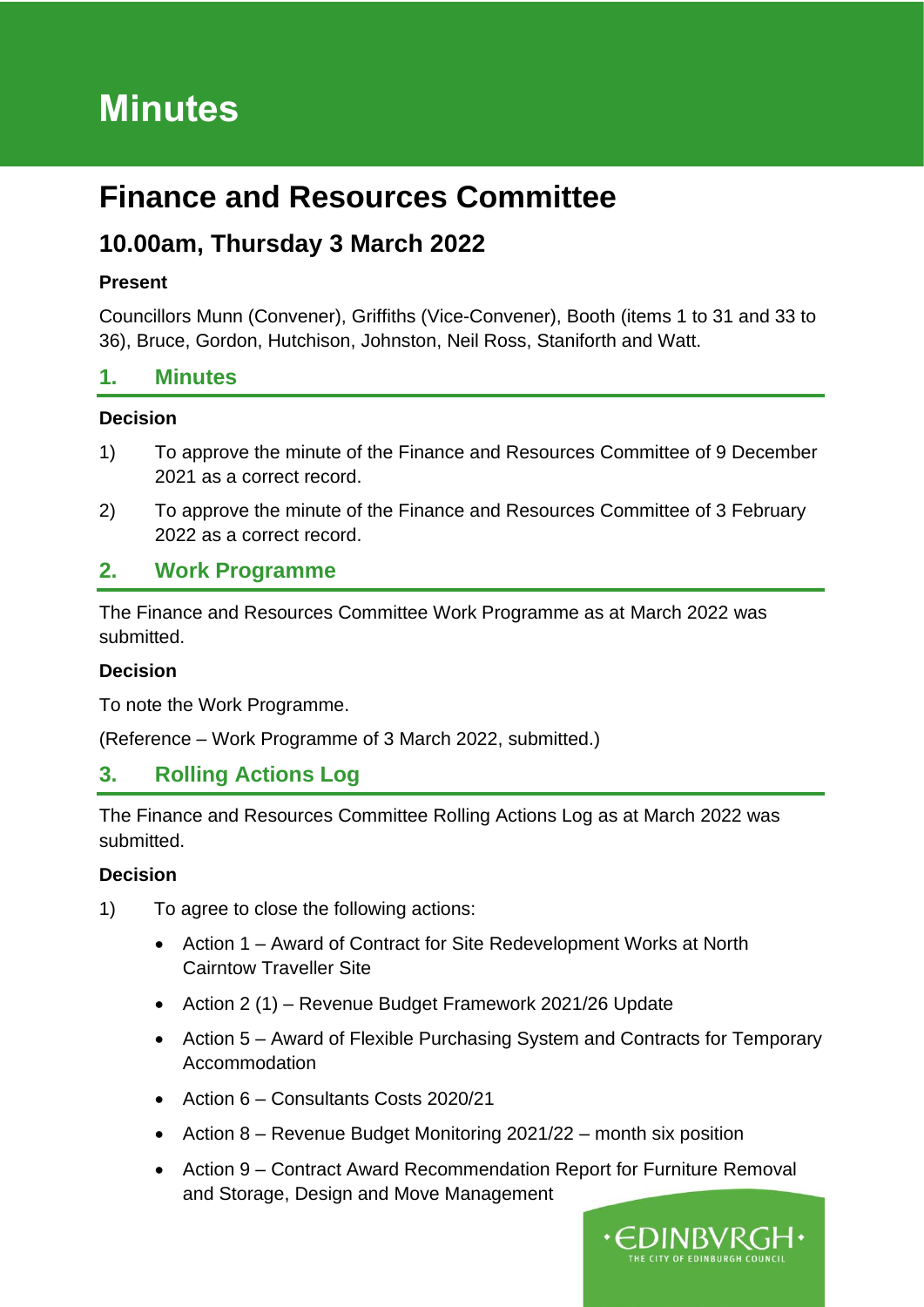# Minutes

# Finance and Resources Committee

## 10.00am, Thursday 3 March 2022

**Present**

Councillors Munn (Convener), Griffiths (Vice-Convener), Booth (items 1 to 31 and 33 to 36), Bruce, Gordon, Hutchison, Johnston, Neil Ross, Staniforth and Watt.

## 1. Minutes

**Decision**

1) To approve the minute of the Finance and Resources Committee of 9 December 2021 as a correct record.

2) To approve the minute of the Finance and Resources Committee of 3 February 2022 as a correct record.

## 2. Work Programme

The Finance and Resources Committee Work Programme as at March 2022 was submitted.

**Decision**

To note the Work Programme.

(Reference – Work Programme of 3 March 2022, submitted.)

## 3. Rolling Actions Log

The Finance and Resources Committee Rolling Actions Log as at March 2022 was submitted.

**Decision**

1) To agree to close the following actions:

- Action 1 – Award of Contract for Site Redevelopment Works at North Cairntow Traveller Site
- Action 2 (1) – Revenue Budget Framework 2021/26 Update
- Action 5 – Award of Flexible Purchasing System and Contracts for Temporary Accommodation
- Action 6 – Consultants Costs 2020/21
- Action 8 – Revenue Budget Monitoring 2021/22 – month six position
- Action 9 – Contract Award Recommendation Report for Furniture Removal and Storage, Design and Move Management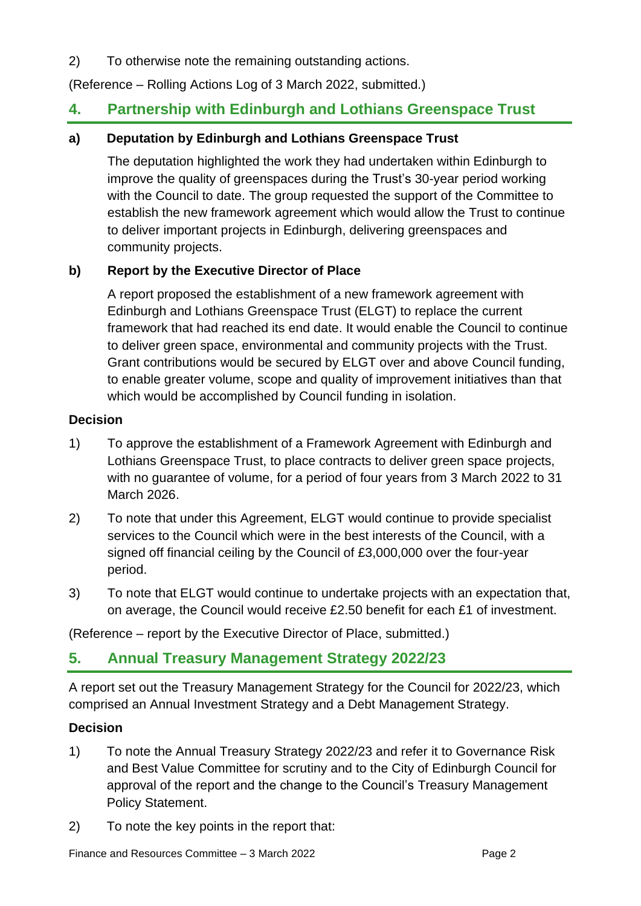2) To otherwise note the remaining outstanding actions.

(Reference – Rolling Actions Log of 3 March 2022, submitted.)

## 4. Partnership with Edinburgh and Lothians Greenspace Trust

### a) Deputation by Edinburgh and Lothians Greenspace Trust

The deputation highlighted the work they had undertaken within Edinburgh to improve the quality of greenspaces during the Trust's 30-year period working with the Council to date. The group requested the support of the Committee to establish the new framework agreement which would allow the Trust to continue to deliver important projects in Edinburgh, delivering greenspaces and community projects.

### b) Report by the Executive Director of Place

A report proposed the establishment of a new framework agreement with Edinburgh and Lothians Greenspace Trust (ELGT) to replace the current framework that had reached its end date. It would enable the Council to continue to deliver green space, environmental and community projects with the Trust. Grant contributions would be secured by ELGT over and above Council funding, to enable greater volume, scope and quality of improvement initiatives than that which would be accomplished by Council funding in isolation.

**Decision**

1) To approve the establishment of a Framework Agreement with Edinburgh and Lothians Greenspace Trust, to place contracts to deliver green space projects, with no guarantee of volume, for a period of four years from 3 March 2022 to 31 March 2026.

2) To note that under this Agreement, ELGT would continue to provide specialist services to the Council which were in the best interests of the Council, with a signed off financial ceiling by the Council of £3,000,000 over the four-year period.

3) To note that ELGT would continue to undertake projects with an expectation that, on average, the Council would receive £2.50 benefit for each £1 of investment.

(Reference – report by the Executive Director of Place, submitted.)

## 5. Annual Treasury Management Strategy 2022/23

A report set out the Treasury Management Strategy for the Council for 2022/23, which comprised an Annual Investment Strategy and a Debt Management Strategy.

**Decision**

1) To note the Annual Treasury Strategy 2022/23 and refer it to Governance Risk and Best Value Committee for scrutiny and to the City of Edinburgh Council for approval of the report and the change to the Council's Treasury Management Policy Statement.

2) To note the key points in the report that: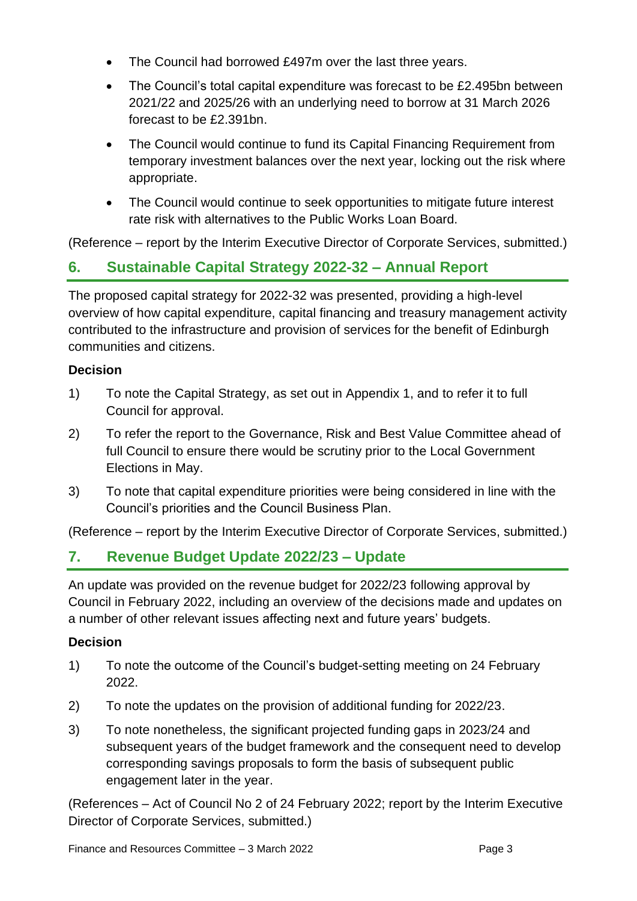- The Council had borrowed £497m over the last three years.
- The Council's total capital expenditure was forecast to be £2.495bn between 2021/22 and 2025/26 with an underlying need to borrow at 31 March 2026 forecast to be £2.391bn.
- The Council would continue to fund its Capital Financing Requirement from temporary investment balances over the next year, locking out the risk where appropriate.
- The Council would continue to seek opportunities to mitigate future interest rate risk with alternatives to the Public Works Loan Board.

(Reference – report by the Interim Executive Director of Corporate Services, submitted.)

## 6. Sustainable Capital Strategy 2022-32 – Annual Report

The proposed capital strategy for 2022-32 was presented, providing a high-level overview of how capital expenditure, capital financing and treasury management activity contributed to the infrastructure and provision of services for the benefit of Edinburgh communities and citizens.

**Decision**

1) To note the Capital Strategy, as set out in Appendix 1, and to refer it to full Council for approval.
2) To refer the report to the Governance, Risk and Best Value Committee ahead of full Council to ensure there would be scrutiny prior to the Local Government Elections in May.
3) To note that capital expenditure priorities were being considered in line with the Council's priorities and the Council Business Plan.

(Reference – report by the Interim Executive Director of Corporate Services, submitted.)

## 7. Revenue Budget Update 2022/23 – Update

An update was provided on the revenue budget for 2022/23 following approval by Council in February 2022, including an overview of the decisions made and updates on a number of other relevant issues affecting next and future years' budgets.

**Decision**

1) To note the outcome of the Council's budget-setting meeting on 24 February 2022.
2) To note the updates on the provision of additional funding for 2022/23.
3) To note nonetheless, the significant projected funding gaps in 2023/24 and subsequent years of the budget framework and the consequent need to develop corresponding savings proposals to form the basis of subsequent public engagement later in the year.

(References – Act of Council No 2 of 24 February 2022; report by the Interim Executive Director of Corporate Services, submitted.)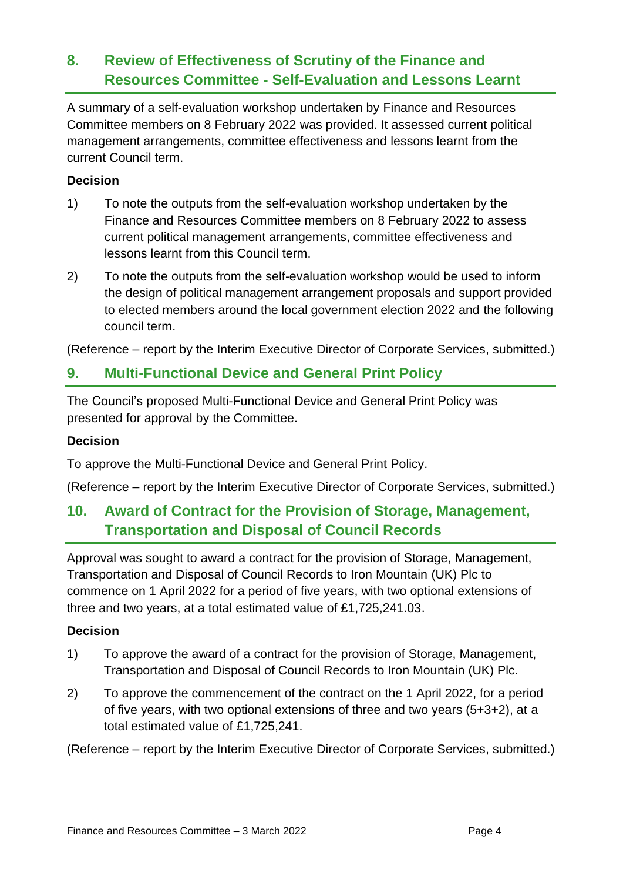## 8. Review of Effectiveness of Scrutiny of the Finance and Resources Committee - Self-Evaluation and Lessons Learnt

A summary of a self-evaluation workshop undertaken by Finance and Resources Committee members on 8 February 2022 was provided. It assessed current political management arrangements, committee effectiveness and lessons learnt from the current Council term.

**Decision**

1) To note the outputs from the self-evaluation workshop undertaken by the Finance and Resources Committee members on 8 February 2022 to assess current political management arrangements, committee effectiveness and lessons learnt from this Council term.

2) To note the outputs from the self-evaluation workshop would be used to inform the design of political management arrangement proposals and support provided to elected members around the local government election 2022 and the following council term.

(Reference – report by the Interim Executive Director of Corporate Services, submitted.)

## 9. Multi-Functional Device and General Print Policy

The Council's proposed Multi-Functional Device and General Print Policy was presented for approval by the Committee.

**Decision**

To approve the Multi-Functional Device and General Print Policy.

(Reference – report by the Interim Executive Director of Corporate Services, submitted.)

## 10. Award of Contract for the Provision of Storage, Management, Transportation and Disposal of Council Records

Approval was sought to award a contract for the provision of Storage, Management, Transportation and Disposal of Council Records to Iron Mountain (UK) Plc to commence on 1 April 2022 for a period of five years, with two optional extensions of three and two years, at a total estimated value of £1,725,241.03.

**Decision**

1) To approve the award of a contract for the provision of Storage, Management, Transportation and Disposal of Council Records to Iron Mountain (UK) Plc.

2) To approve the commencement of the contract on the 1 April 2022, for a period of five years, with two optional extensions of three and two years (5+3+2), at a total estimated value of £1,725,241.

(Reference – report by the Interim Executive Director of Corporate Services, submitted.)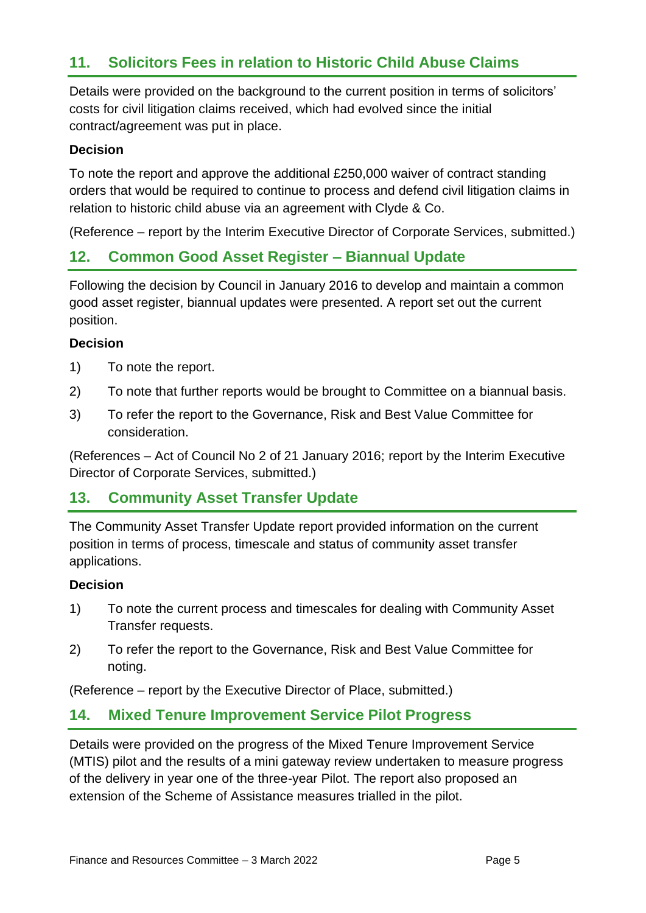## 11. Solicitors Fees in relation to Historic Child Abuse Claims

Details were provided on the background to the current position in terms of solicitors' costs for civil litigation claims received, which had evolved since the initial contract/agreement was put in place.

**Decision**

To note the report and approve the additional £250,000 waiver of contract standing orders that would be required to continue to process and defend civil litigation claims in relation to historic child abuse via an agreement with Clyde & Co.

(Reference – report by the Interim Executive Director of Corporate Services, submitted.)

## 12. Common Good Asset Register – Biannual Update

Following the decision by Council in January 2016 to develop and maintain a common good asset register, biannual updates were presented. A report set out the current position.

**Decision**

1) To note the report.
2) To note that further reports would be brought to Committee on a biannual basis.
3) To refer the report to the Governance, Risk and Best Value Committee for consideration.

(References – Act of Council No 2 of 21 January 2016; report by the Interim Executive Director of Corporate Services, submitted.)

## 13. Community Asset Transfer Update

The Community Asset Transfer Update report provided information on the current position in terms of process, timescale and status of community asset transfer applications.

**Decision**

1) To note the current process and timescales for dealing with Community Asset Transfer requests.
2) To refer the report to the Governance, Risk and Best Value Committee for noting.

(Reference – report by the Executive Director of Place, submitted.)

## 14. Mixed Tenure Improvement Service Pilot Progress

Details were provided on the progress of the Mixed Tenure Improvement Service (MTIS) pilot and the results of a mini gateway review undertaken to measure progress of the delivery in year one of the three-year Pilot. The report also proposed an extension of the Scheme of Assistance measures trialled in the pilot.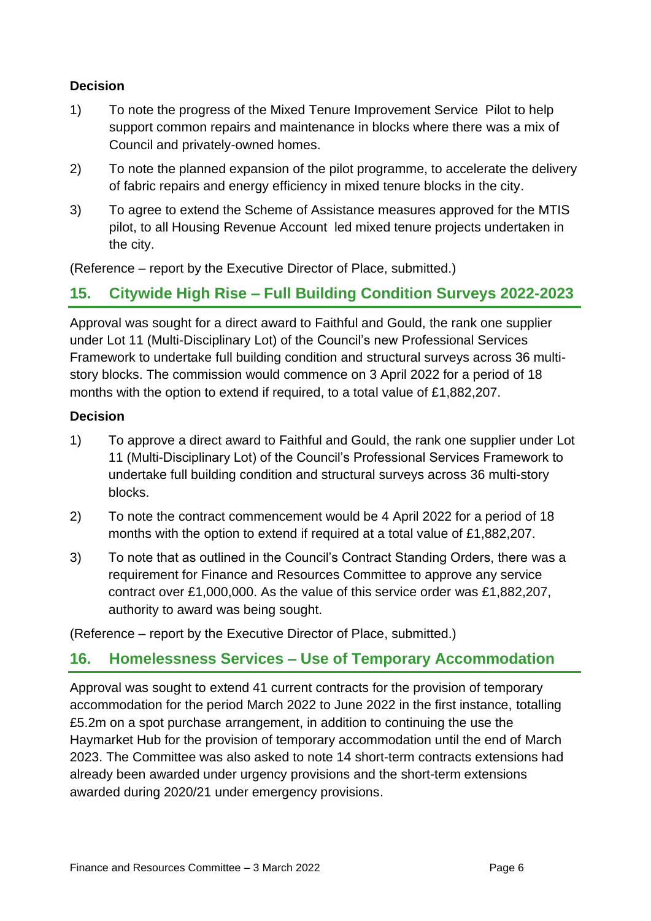**Decision**

1) To note the progress of the Mixed Tenure Improvement Service  Pilot to help support common repairs and maintenance in blocks where there was a mix of Council and privately-owned homes.

2) To note the planned expansion of the pilot programme, to accelerate the delivery of fabric repairs and energy efficiency in mixed tenure blocks in the city.

3) To agree to extend the Scheme of Assistance measures approved for the MTIS pilot, to all Housing Revenue Account  led mixed tenure projects undertaken in the city.

(Reference – report by the Executive Director of Place, submitted.)

## 15. Citywide High Rise – Full Building Condition Surveys 2022-2023

Approval was sought for a direct award to Faithful and Gould, the rank one supplier under Lot 11 (Multi-Disciplinary Lot) of the Council's new Professional Services Framework to undertake full building condition and structural surveys across 36 multi-story blocks. The commission would commence on 3 April 2022 for a period of 18 months with the option to extend if required, to a total value of £1,882,207.

**Decision**

1) To approve a direct award to Faithful and Gould, the rank one supplier under Lot 11 (Multi-Disciplinary Lot) of the Council's Professional Services Framework to undertake full building condition and structural surveys across 36 multi-story blocks.

2) To note the contract commencement would be 4 April 2022 for a period of 18 months with the option to extend if required at a total value of £1,882,207.

3) To note that as outlined in the Council's Contract Standing Orders, there was a requirement for Finance and Resources Committee to approve any service contract over £1,000,000. As the value of this service order was £1,882,207, authority to award was being sought.

(Reference – report by the Executive Director of Place, submitted.)

## 16. Homelessness Services – Use of Temporary Accommodation

Approval was sought to extend 41 current contracts for the provision of temporary accommodation for the period March 2022 to June 2022 in the first instance, totalling £5.2m on a spot purchase arrangement, in addition to continuing the use the Haymarket Hub for the provision of temporary accommodation until the end of March 2023. The Committee was also asked to note 14 short-term contracts extensions had already been awarded under urgency provisions and the short-term extensions awarded during 2020/21 under emergency provisions.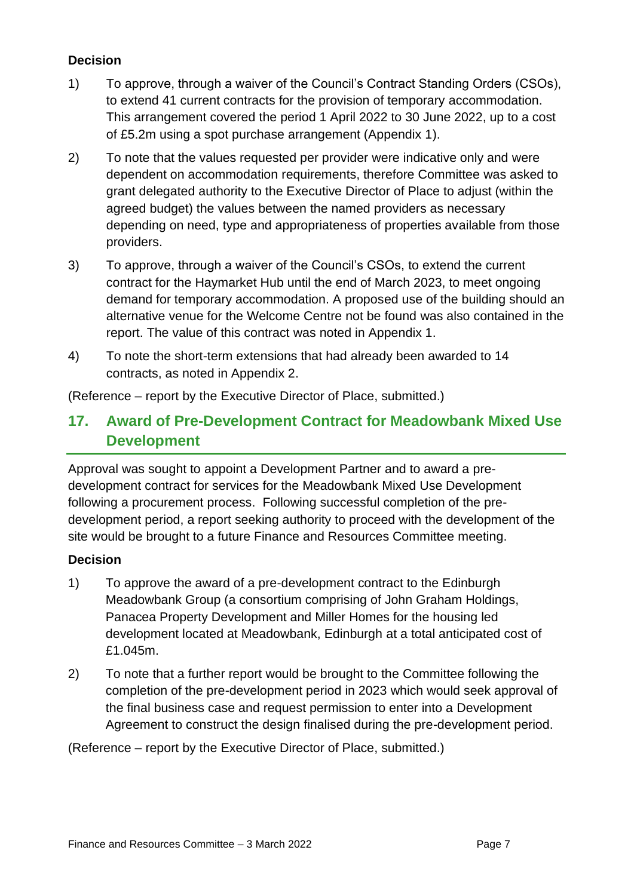### Decision

1) To approve, through a waiver of the Council's Contract Standing Orders (CSOs), to extend 41 current contracts for the provision of temporary accommodation. This arrangement covered the period 1 April 2022 to 30 June 2022, up to a cost of £5.2m using a spot purchase arrangement (Appendix 1).

2) To note that the values requested per provider were indicative only and were dependent on accommodation requirements, therefore Committee was asked to grant delegated authority to the Executive Director of Place to adjust (within the agreed budget) the values between the named providers as necessary depending on need, type and appropriateness of properties available from those providers.

3) To approve, through a waiver of the Council's CSOs, to extend the current contract for the Haymarket Hub until the end of March 2023, to meet ongoing demand for temporary accommodation. A proposed use of the building should an alternative venue for the Welcome Centre not be found was also contained in the report. The value of this contract was noted in Appendix 1.

4) To note the short-term extensions that had already been awarded to 14 contracts, as noted in Appendix 2.

(Reference – report by the Executive Director of Place, submitted.)

## 17. Award of Pre-Development Contract for Meadowbank Mixed Use Development

Approval was sought to appoint a Development Partner and to award a pre-development contract for services for the Meadowbank Mixed Use Development following a procurement process. Following successful completion of the pre-development period, a report seeking authority to proceed with the development of the site would be brought to a future Finance and Resources Committee meeting.

### Decision

1) To approve the award of a pre-development contract to the Edinburgh Meadowbank Group (a consortium comprising of John Graham Holdings, Panacea Property Development and Miller Homes for the housing led development located at Meadowbank, Edinburgh at a total anticipated cost of £1.045m.

2) To note that a further report would be brought to the Committee following the completion of the pre-development period in 2023 which would seek approval of the final business case and request permission to enter into a Development Agreement to construct the design finalised during the pre-development period.

(Reference – report by the Executive Director of Place, submitted.)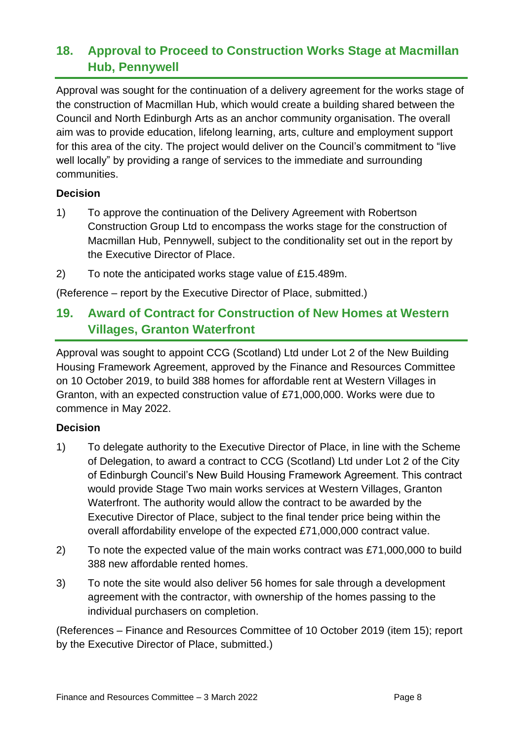## 18. Approval to Proceed to Construction Works Stage at Macmillan Hub, Pennywell

Approval was sought for the continuation of a delivery agreement for the works stage of the construction of Macmillan Hub, which would create a building shared between the Council and North Edinburgh Arts as an anchor community organisation. The overall aim was to provide education, lifelong learning, arts, culture and employment support for this area of the city. The project would deliver on the Council's commitment to "live well locally" by providing a range of services to the immediate and surrounding communities.

### Decision

1) To approve the continuation of the Delivery Agreement with Robertson Construction Group Ltd to encompass the works stage for the construction of Macmillan Hub, Pennywell, subject to the conditionality set out in the report by the Executive Director of Place.

2) To note the anticipated works stage value of £15.489m.

(Reference – report by the Executive Director of Place, submitted.)

## 19. Award of Contract for Construction of New Homes at Western Villages, Granton Waterfront

Approval was sought to appoint CCG (Scotland) Ltd under Lot 2 of the New Building Housing Framework Agreement, approved by the Finance and Resources Committee on 10 October 2019, to build 388 homes for affordable rent at Western Villages in Granton, with an expected construction value of £71,000,000. Works were due to commence in May 2022.

### Decision

1) To delegate authority to the Executive Director of Place, in line with the Scheme of Delegation, to award a contract to CCG (Scotland) Ltd under Lot 2 of the City of Edinburgh Council's New Build Housing Framework Agreement. This contract would provide Stage Two main works services at Western Villages, Granton Waterfront. The authority would allow the contract to be awarded by the Executive Director of Place, subject to the final tender price being within the overall affordability envelope of the expected £71,000,000 contract value.

2) To note the expected value of the main works contract was £71,000,000 to build 388 new affordable rented homes.

3) To note the site would also deliver 56 homes for sale through a development agreement with the contractor, with ownership of the homes passing to the individual purchasers on completion.

(References – Finance and Resources Committee of 10 October 2019 (item 15); report by the Executive Director of Place, submitted.)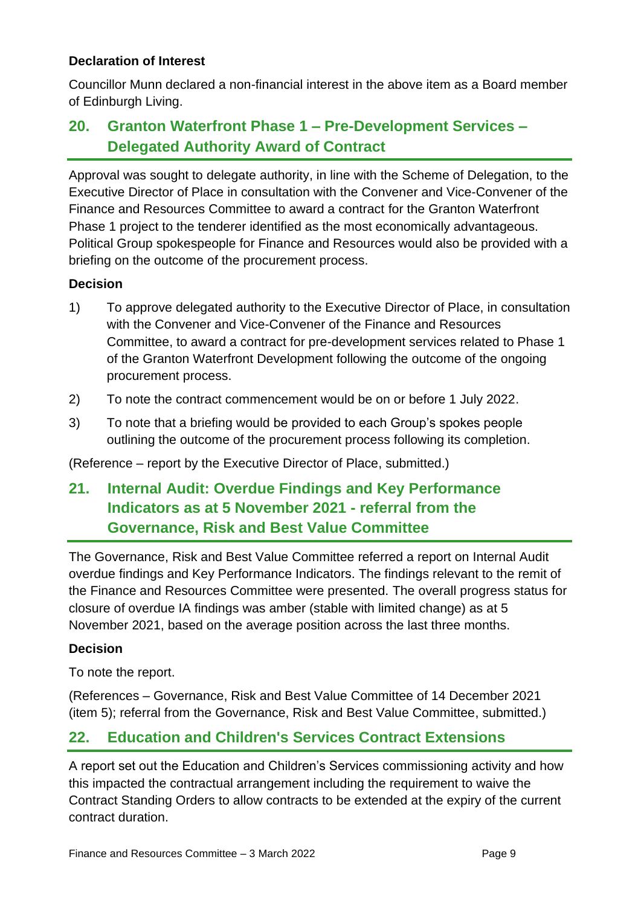**Declaration of Interest**

Councillor Munn declared a non-financial interest in the above item as a Board member of Edinburgh Living.

## 20. Granton Waterfront Phase 1 – Pre-Development Services – Delegated Authority Award of Contract

Approval was sought to delegate authority, in line with the Scheme of Delegation, to the Executive Director of Place in consultation with the Convener and Vice-Convener of the Finance and Resources Committee to award a contract for the Granton Waterfront Phase 1 project to the tenderer identified as the most economically advantageous. Political Group spokespeople for Finance and Resources would also be provided with a briefing on the outcome of the procurement process.

**Decision**

1) To approve delegated authority to the Executive Director of Place, in consultation with the Convener and Vice-Convener of the Finance and Resources Committee, to award a contract for pre-development services related to Phase 1 of the Granton Waterfront Development following the outcome of the ongoing procurement process.

2) To note the contract commencement would be on or before 1 July 2022.

3) To note that a briefing would be provided to each Group's spokes people outlining the outcome of the procurement process following its completion.

(Reference – report by the Executive Director of Place, submitted.)

## 21. Internal Audit: Overdue Findings and Key Performance Indicators as at 5 November 2021 - referral from the Governance, Risk and Best Value Committee

The Governance, Risk and Best Value Committee referred a report on Internal Audit overdue findings and Key Performance Indicators. The findings relevant to the remit of the Finance and Resources Committee were presented. The overall progress status for closure of overdue IA findings was amber (stable with limited change) as at 5 November 2021, based on the average position across the last three months.

**Decision**

To note the report.

(References – Governance, Risk and Best Value Committee of 14 December 2021 (item 5); referral from the Governance, Risk and Best Value Committee, submitted.)

## 22. Education and Children's Services Contract Extensions

A report set out the Education and Children's Services commissioning activity and how this impacted the contractual arrangement including the requirement to waive the Contract Standing Orders to allow contracts to be extended at the expiry of the current contract duration.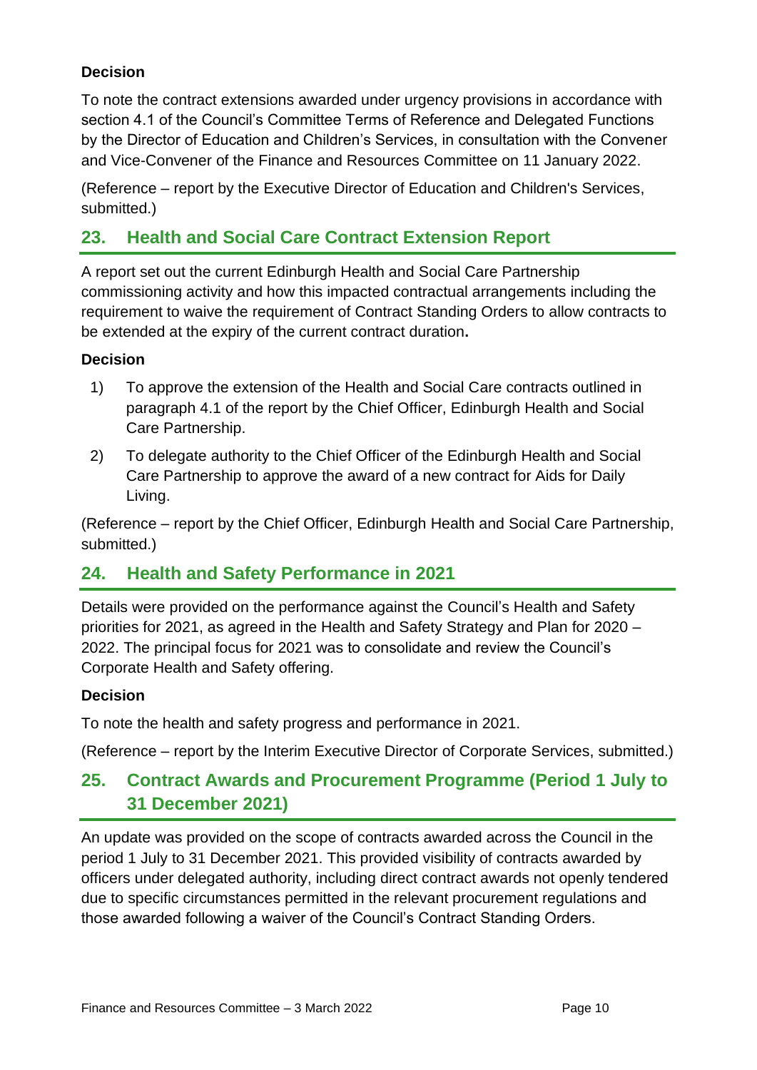### Decision

To note the contract extensions awarded under urgency provisions in accordance with section 4.1 of the Council's Committee Terms of Reference and Delegated Functions by the Director of Education and Children's Services, in consultation with the Convener and Vice-Convener of the Finance and Resources Committee on 11 January 2022.

(Reference – report by the Executive Director of Education and Children's Services, submitted.)

## 23. Health and Social Care Contract Extension Report

A report set out the current Edinburgh Health and Social Care Partnership commissioning activity and how this impacted contractual arrangements including the requirement to waive the requirement of Contract Standing Orders to allow contracts to be extended at the expiry of the current contract duration**.**

### Decision

1) To approve the extension of the Health and Social Care contracts outlined in paragraph 4.1 of the report by the Chief Officer, Edinburgh Health and Social Care Partnership.
2) To delegate authority to the Chief Officer of the Edinburgh Health and Social Care Partnership to approve the award of a new contract for Aids for Daily Living.

(Reference – report by the Chief Officer, Edinburgh Health and Social Care Partnership, submitted.)

## 24. Health and Safety Performance in 2021

Details were provided on the performance against the Council's Health and Safety priorities for 2021, as agreed in the Health and Safety Strategy and Plan for 2020 – 2022. The principal focus for 2021 was to consolidate and review the Council's Corporate Health and Safety offering.

### Decision

To note the health and safety progress and performance in 2021.

(Reference – report by the Interim Executive Director of Corporate Services, submitted.)

## 25. Contract Awards and Procurement Programme (Period 1 July to 31 December 2021)

An update was provided on the scope of contracts awarded across the Council in the period 1 July to 31 December 2021. This provided visibility of contracts awarded by officers under delegated authority, including direct contract awards not openly tendered due to specific circumstances permitted in the relevant procurement regulations and those awarded following a waiver of the Council's Contract Standing Orders.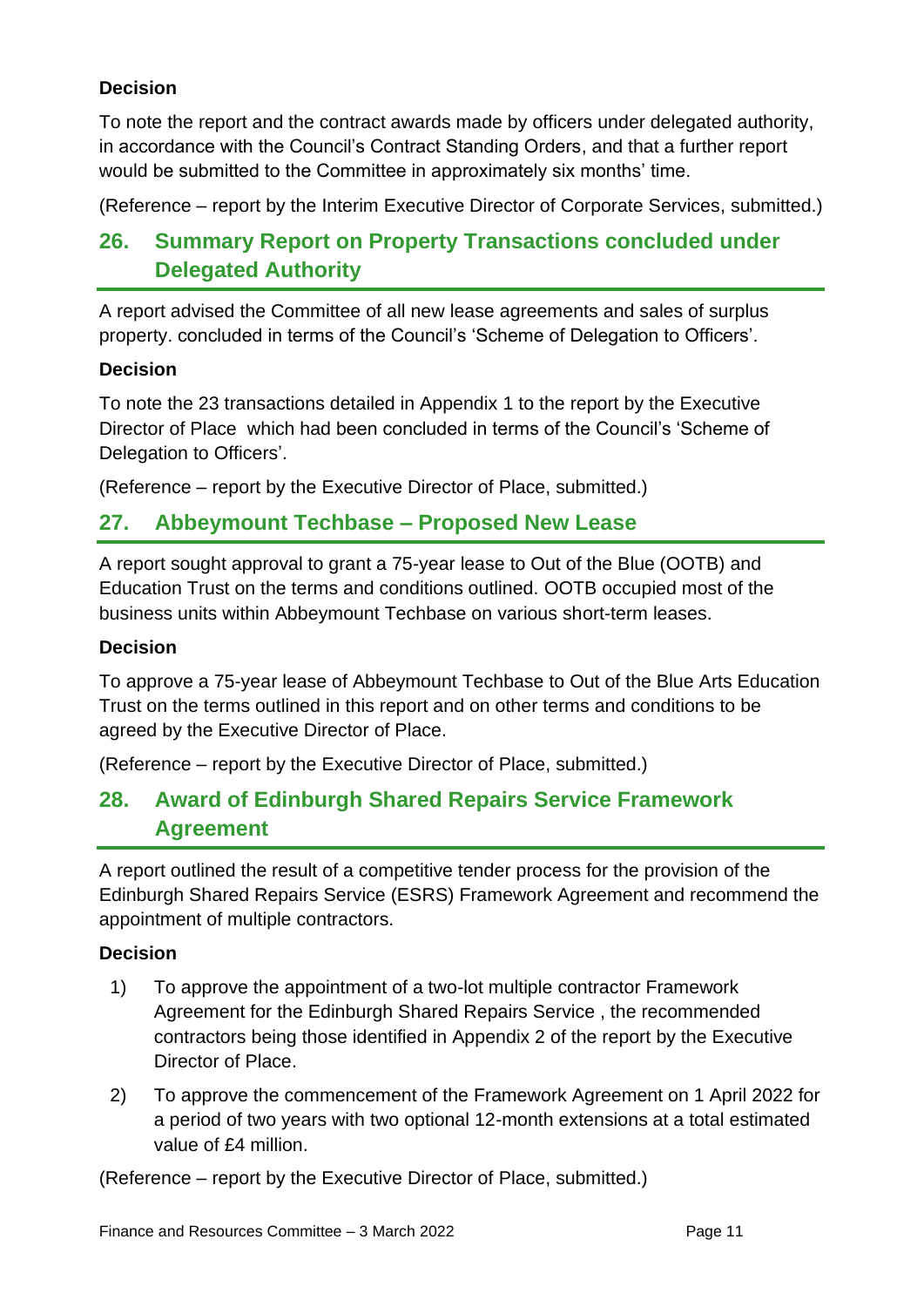**Decision**

To note the report and the contract awards made by officers under delegated authority, in accordance with the Council's Contract Standing Orders, and that a further report would be submitted to the Committee in approximately six months' time.

(Reference – report by the Interim Executive Director of Corporate Services, submitted.)

## 26. Summary Report on Property Transactions concluded under Delegated Authority

A report advised the Committee of all new lease agreements and sales of surplus property. concluded in terms of the Council's 'Scheme of Delegation to Officers'.

**Decision**

To note the 23 transactions detailed in Appendix 1 to the report by the Executive Director of Place which had been concluded in terms of the Council's 'Scheme of Delegation to Officers'.

(Reference – report by the Executive Director of Place, submitted.)

## 27. Abbeymount Techbase – Proposed New Lease

A report sought approval to grant a 75-year lease to Out of the Blue (OOTB) and Education Trust on the terms and conditions outlined. OOTB occupied most of the business units within Abbeymount Techbase on various short-term leases.

**Decision**

To approve a 75-year lease of Abbeymount Techbase to Out of the Blue Arts Education Trust on the terms outlined in this report and on other terms and conditions to be agreed by the Executive Director of Place.

(Reference – report by the Executive Director of Place, submitted.)

## 28. Award of Edinburgh Shared Repairs Service Framework Agreement

A report outlined the result of a competitive tender process for the provision of the Edinburgh Shared Repairs Service (ESRS) Framework Agreement and recommend the appointment of multiple contractors.

**Decision**

1) To approve the appointment of a two-lot multiple contractor Framework Agreement for the Edinburgh Shared Repairs Service , the recommended contractors being those identified in Appendix 2 of the report by the Executive Director of Place.

2) To approve the commencement of the Framework Agreement on 1 April 2022 for a period of two years with two optional 12-month extensions at a total estimated value of £4 million.

(Reference – report by the Executive Director of Place, submitted.)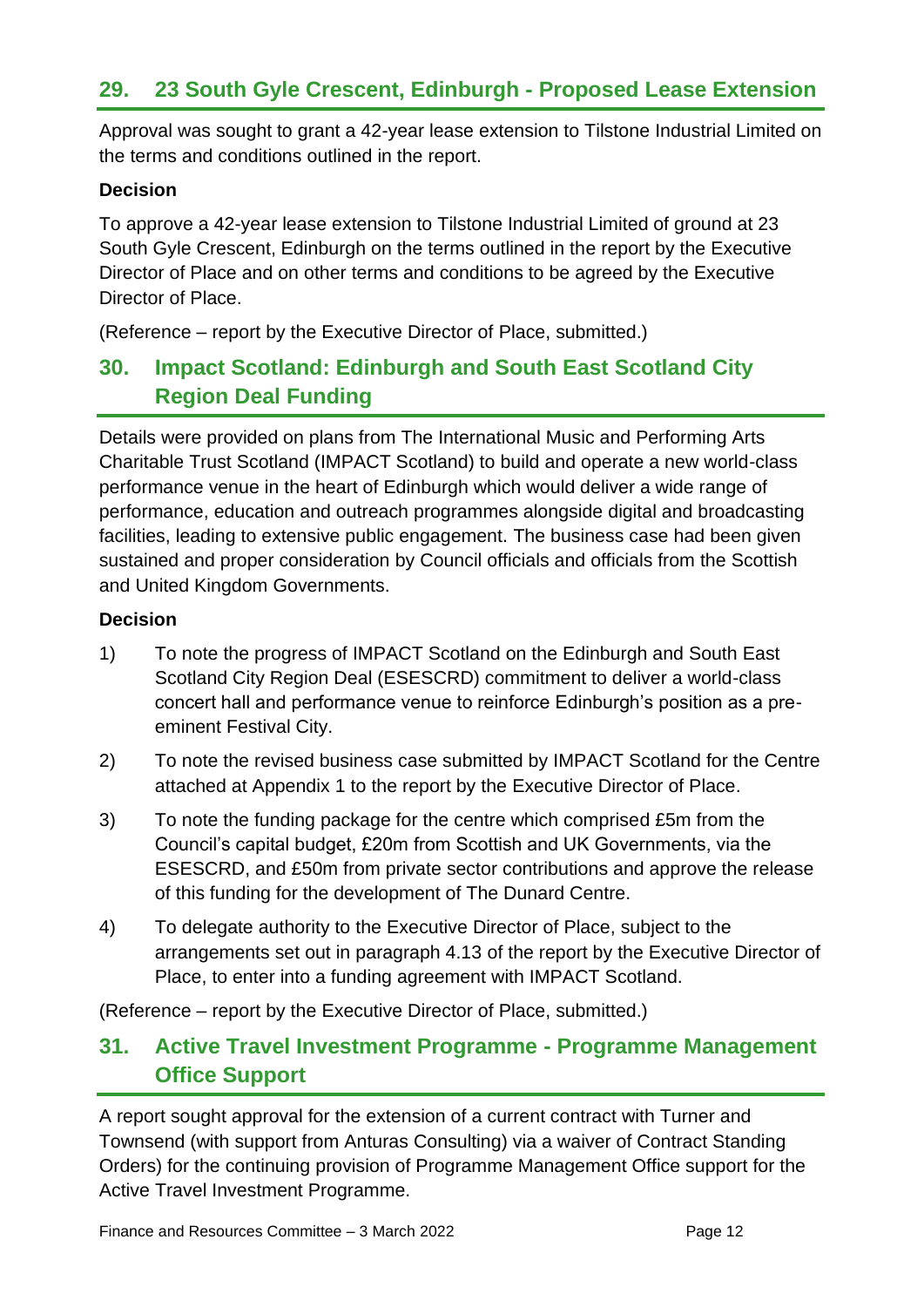## 29. 23 South Gyle Crescent, Edinburgh - Proposed Lease Extension

Approval was sought to grant a 42-year lease extension to Tilstone Industrial Limited on the terms and conditions outlined in the report.

**Decision**

To approve a 42-year lease extension to Tilstone Industrial Limited of ground at 23 South Gyle Crescent, Edinburgh on the terms outlined in the report by the Executive Director of Place and on other terms and conditions to be agreed by the Executive Director of Place.

(Reference – report by the Executive Director of Place, submitted.)

## 30. Impact Scotland: Edinburgh and South East Scotland City Region Deal Funding

Details were provided on plans from The International Music and Performing Arts Charitable Trust Scotland (IMPACT Scotland) to build and operate a new world-class performance venue in the heart of Edinburgh which would deliver a wide range of performance, education and outreach programmes alongside digital and broadcasting facilities, leading to extensive public engagement. The business case had been given sustained and proper consideration by Council officials and officials from the Scottish and United Kingdom Governments.

**Decision**

1) To note the progress of IMPACT Scotland on the Edinburgh and South East Scotland City Region Deal (ESESCRD) commitment to deliver a world-class concert hall and performance venue to reinforce Edinburgh's position as a pre-eminent Festival City.

2) To note the revised business case submitted by IMPACT Scotland for the Centre attached at Appendix 1 to the report by the Executive Director of Place.

3) To note the funding package for the centre which comprised £5m from the Council's capital budget, £20m from Scottish and UK Governments, via the ESESCRD, and £50m from private sector contributions and approve the release of this funding for the development of The Dunard Centre.

4) To delegate authority to the Executive Director of Place, subject to the arrangements set out in paragraph 4.13 of the report by the Executive Director of Place, to enter into a funding agreement with IMPACT Scotland.

(Reference – report by the Executive Director of Place, submitted.)

## 31. Active Travel Investment Programme - Programme Management Office Support

A report sought approval for the extension of a current contract with Turner and Townsend (with support from Anturas Consulting) via a waiver of Contract Standing Orders) for the continuing provision of Programme Management Office support for the Active Travel Investment Programme.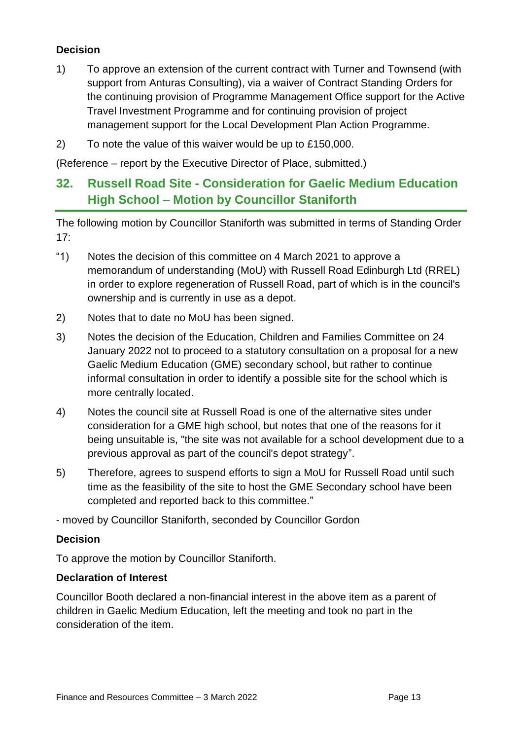**Decision**

1) To approve an extension of the current contract with Turner and Townsend (with support from Anturas Consulting), via a waiver of Contract Standing Orders for the continuing provision of Programme Management Office support for the Active Travel Investment Programme and for continuing provision of project management support for the Local Development Plan Action Programme.

2) To note the value of this waiver would be up to £150,000.

(Reference – report by the Executive Director of Place, submitted.)

## 32. Russell Road Site - Consideration for Gaelic Medium Education High School – Motion by Councillor Staniforth

The following motion by Councillor Staniforth was submitted in terms of Standing Order 17:

"1) Notes the decision of this committee on 4 March 2021 to approve a memorandum of understanding (MoU) with Russell Road Edinburgh Ltd (RREL) in order to explore regeneration of Russell Road, part of which is in the council's ownership and is currently in use as a depot.

2) Notes that to date no MoU has been signed.

3) Notes the decision of the Education, Children and Families Committee on 24 January 2022 not to proceed to a statutory consultation on a proposal for a new Gaelic Medium Education (GME) secondary school, but rather to continue informal consultation in order to identify a possible site for the school which is more centrally located.

4) Notes the council site at Russell Road is one of the alternative sites under consideration for a GME high school, but notes that one of the reasons for it being unsuitable is, "the site was not available for a school development due to a previous approval as part of the council's depot strategy".

5) Therefore, agrees to suspend efforts to sign a MoU for Russell Road until such time as the feasibility of the site to host the GME Secondary school have been completed and reported back to this committee."

- moved by Councillor Staniforth, seconded by Councillor Gordon

**Decision**

To approve the motion by Councillor Staniforth.

**Declaration of Interest**

Councillor Booth declared a non-financial interest in the above item as a parent of children in Gaelic Medium Education, left the meeting and took no part in the consideration of the item.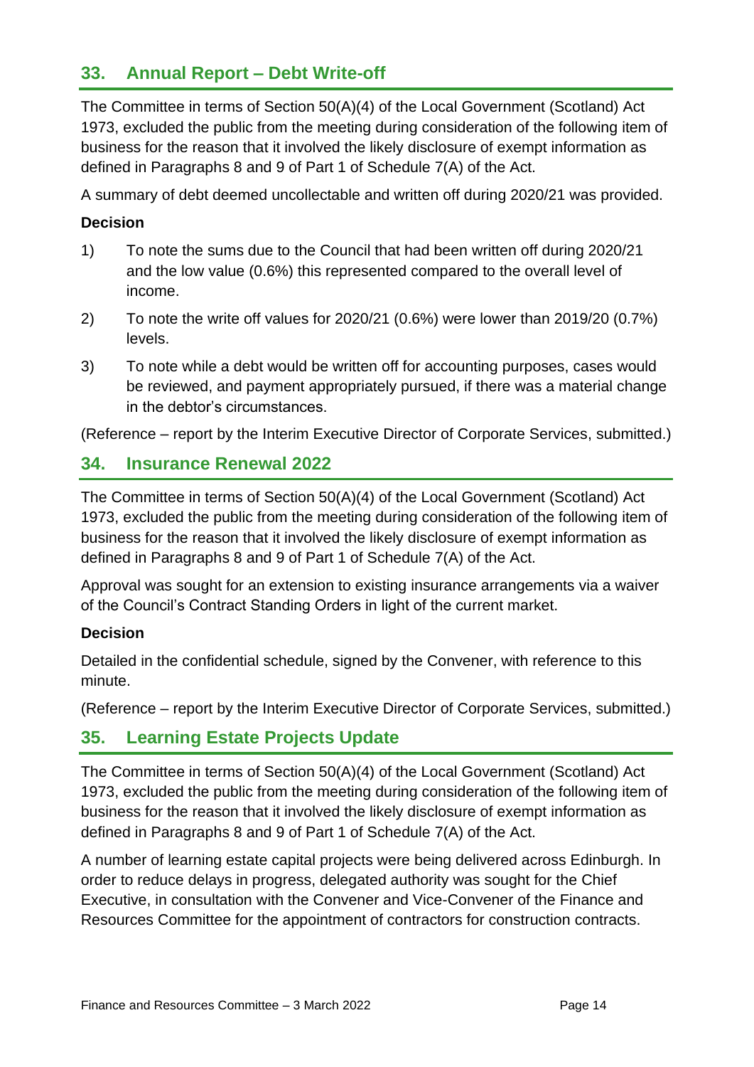## 33. Annual Report – Debt Write-off

The Committee in terms of Section 50(A)(4) of the Local Government (Scotland) Act 1973, excluded the public from the meeting during consideration of the following item of business for the reason that it involved the likely disclosure of exempt information as defined in Paragraphs 8 and 9 of Part 1 of Schedule 7(A) of the Act.

A summary of debt deemed uncollectable and written off during 2020/21 was provided.

**Decision**

1) To note the sums due to the Council that had been written off during 2020/21 and the low value (0.6%) this represented compared to the overall level of income.

2) To note the write off values for 2020/21 (0.6%) were lower than 2019/20 (0.7%) levels.

3) To note while a debt would be written off for accounting purposes, cases would be reviewed, and payment appropriately pursued, if there was a material change in the debtor's circumstances.

(Reference – report by the Interim Executive Director of Corporate Services, submitted.)

## 34. Insurance Renewal 2022

The Committee in terms of Section 50(A)(4) of the Local Government (Scotland) Act 1973, excluded the public from the meeting during consideration of the following item of business for the reason that it involved the likely disclosure of exempt information as defined in Paragraphs 8 and 9 of Part 1 of Schedule 7(A) of the Act.

Approval was sought for an extension to existing insurance arrangements via a waiver of the Council's Contract Standing Orders in light of the current market.

**Decision**

Detailed in the confidential schedule, signed by the Convener, with reference to this minute.

(Reference – report by the Interim Executive Director of Corporate Services, submitted.)

## 35. Learning Estate Projects Update

The Committee in terms of Section 50(A)(4) of the Local Government (Scotland) Act 1973, excluded the public from the meeting during consideration of the following item of business for the reason that it involved the likely disclosure of exempt information as defined in Paragraphs 8 and 9 of Part 1 of Schedule 7(A) of the Act.

A number of learning estate capital projects were being delivered across Edinburgh. In order to reduce delays in progress, delegated authority was sought for the Chief Executive, in consultation with the Convener and Vice-Convener of the Finance and Resources Committee for the appointment of contractors for construction contracts.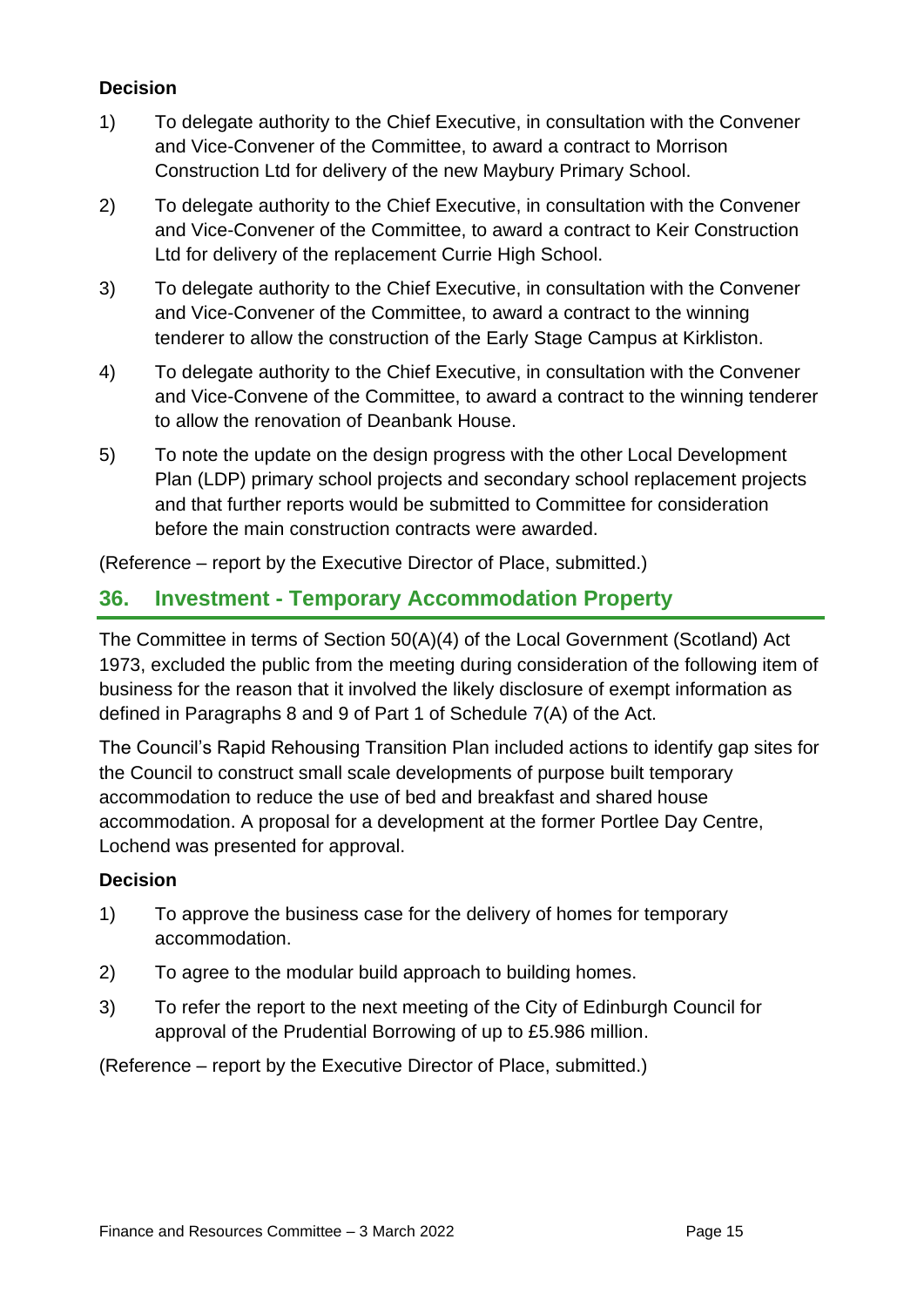**Decision**

1) To delegate authority to the Chief Executive, in consultation with the Convener and Vice-Convener of the Committee, to award a contract to Morrison Construction Ltd for delivery of the new Maybury Primary School.

2) To delegate authority to the Chief Executive, in consultation with the Convener and Vice-Convener of the Committee, to award a contract to Keir Construction Ltd for delivery of the replacement Currie High School.

3) To delegate authority to the Chief Executive, in consultation with the Convener and Vice-Convener of the Committee, to award a contract to the winning tenderer to allow the construction of the Early Stage Campus at Kirkliston.

4) To delegate authority to the Chief Executive, in consultation with the Convener and Vice-Convene of the Committee, to award a contract to the winning tenderer to allow the renovation of Deanbank House.

5) To note the update on the design progress with the other Local Development Plan (LDP) primary school projects and secondary school replacement projects and that further reports would be submitted to Committee for consideration before the main construction contracts were awarded.

(Reference – report by the Executive Director of Place, submitted.)

## 36. Investment - Temporary Accommodation Property

The Committee in terms of Section 50(A)(4) of the Local Government (Scotland) Act 1973, excluded the public from the meeting during consideration of the following item of business for the reason that it involved the likely disclosure of exempt information as defined in Paragraphs 8 and 9 of Part 1 of Schedule 7(A) of the Act.

The Council's Rapid Rehousing Transition Plan included actions to identify gap sites for the Council to construct small scale developments of purpose built temporary accommodation to reduce the use of bed and breakfast and shared house accommodation. A proposal for a development at the former Portlee Day Centre, Lochend was presented for approval.

**Decision**

1) To approve the business case for the delivery of homes for temporary accommodation.

2) To agree to the modular build approach to building homes.

3) To refer the report to the next meeting of the City of Edinburgh Council for approval of the Prudential Borrowing of up to £5.986 million.

(Reference – report by the Executive Director of Place, submitted.)